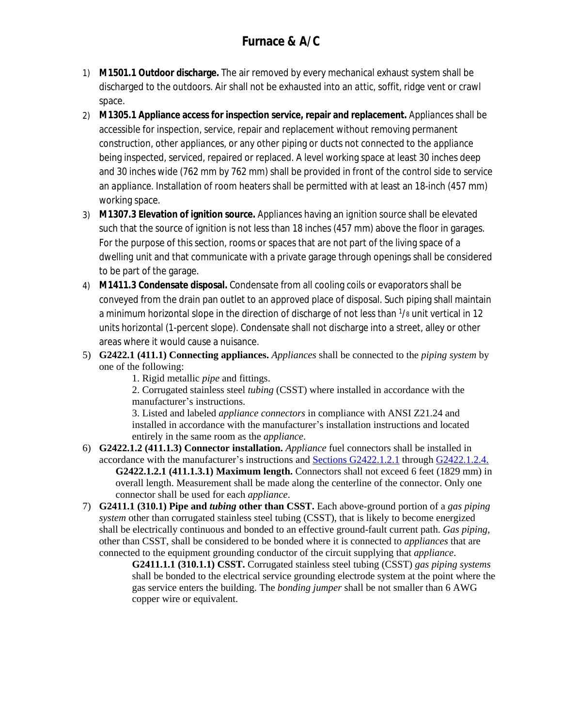# Furnace & A/C

1) **M1501.1 Outdoor discharge.** The air removed by every mechanical exhaust system shall be discharged to the outdoors. Air shall not be exhausted into an attic, soffit, ridge vent or crawl space.

2) **M1305.1 Appliance access for inspection service, repair and replacement.** Appliances shall be accessible for inspection, service, repair and replacement without removing permanent construction, other appliances, or any other piping or ducts not connected to the appliance being inspected, serviced, repaired or replaced. A level working space at least 30 inches deep and 30 inches wide (762 mm by 762 mm) shall be provided in front of the control side to service an appliance. Installation of room heaters shall be permitted with at least an 18-inch (457 mm) working space.

3) **M1307.3 Elevation of ignition source.** Appliances having an ignition source shall be elevated such that the source of ignition is not less than 18 inches (457 mm) above the floor in garages. For the purpose of this section, rooms or spaces that are not part of the living space of a dwelling unit and that communicate with a private garage through openings shall be considered to be part of the garage.

4) **M1411.3 Condensate disposal.** Condensate from all cooling coils or evaporators shall be conveyed from the drain pan outlet to an approved place of disposal. Such piping shall maintain a minimum horizontal slope in the direction of discharge of not less than $^{1}/_{8}$ unit vertical in 12 units horizontal (1-percent slope). Condensate shall not discharge into a street, alley or other areas where it would cause a nuisance.

5) **G2422.1 (411.1) Connecting appliances.** *Appliances* shall be connected to the *piping system* by one of the following:

   1. Rigid metallic *pipe* and fittings.
   2. Corrugated stainless steel *tubing* (CSST) where installed in accordance with the manufacturer's instructions.
   3. Listed and labeled *appliance connectors* in compliance with ANSI Z21.24 and installed in accordance with the manufacturer's installation instructions and located entirely in the same room as the *appliance*.

6) **G2422.1.2 (411.1.3) Connector installation.** *Appliance* fuel connectors shall be installed in accordance with the manufacturer's instructions and Sections G2422.1.2.1 through G2422.1.2.4.

   **G2422.1.2.1 (411.1.3.1) Maximum length.** Connectors shall not exceed 6 feet (1829 mm) in overall length. Measurement shall be made along the centerline of the connector. Only one connector shall be used for each *appliance*.

7) **G2411.1 (310.1) Pipe and *tubing* other than CSST.** Each above-ground portion of a *gas piping system* other than corrugated stainless steel tubing (CSST), that is likely to become energized shall be electrically continuous and bonded to an effective ground-fault current path. *Gas piping*, other than CSST, shall be considered to be bonded where it is connected to *appliances* that are connected to the equipment grounding conductor of the circuit supplying that *appliance*.

   **G2411.1.1 (310.1.1) CSST.** Corrugated stainless steel tubing (CSST) *gas piping systems* shall be bonded to the electrical service grounding electrode system at the point where the gas service enters the building. The *bonding jumper* shall be not smaller than 6 AWG copper wire or equivalent.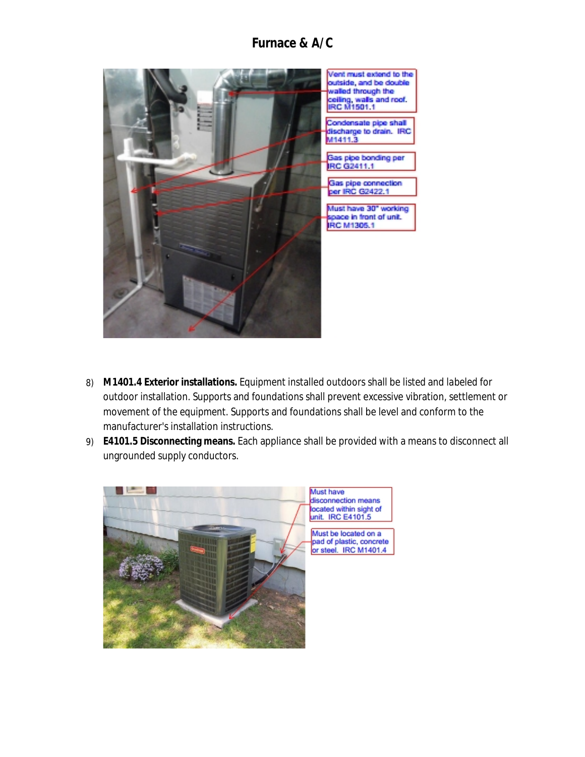# Furnace & A/C

Vent must extend to the outside, and be double walled through the ceiling, walls and roof. IRC M1501.1

Condensate pipe shall discharge to drain. IRC M1411.3

Gas pipe bonding per IRC G2411.1

Gas pipe connection per IRC G2422.1

Must have 30" working space in front of unit. IRC M1305.1

8) **M1401.4 Exterior installations.** Equipment installed outdoors shall be listed and labeled for outdoor installation. Supports and foundations shall prevent excessive vibration, settlement or movement of the equipment. Supports and foundations shall be level and conform to the manufacturer's installation instructions.
9) **E4101.5 Disconnecting means.** Each appliance shall be provided with a means to disconnect all ungrounded supply conductors.

Must have disconnection means located within sight of unit. IRC E4101.5

Must be located on a pad of plastic, concrete or steel. IRC M1401.4